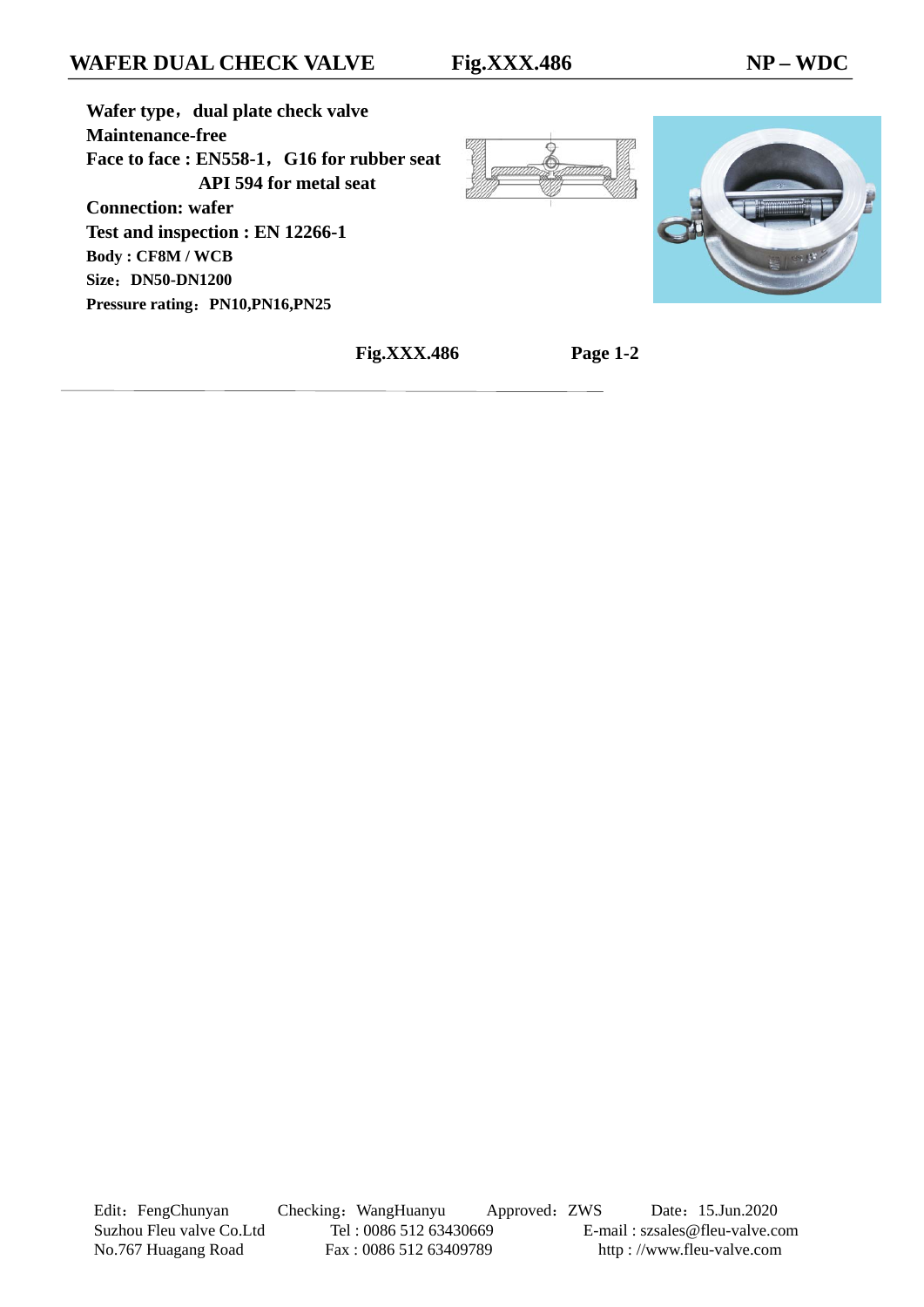# WAFER DUAL CHECK VALVE

**Wafer type，dual plate check valve**
**Maintenance-free**
**Face to face : EN558-1，G16 for rubber seat**
**API 594 for metal seat**
**Connection: wafer**
**Test and inspection : EN 12266-1**
**Body : CF8M / WCB**
**Size：DN50-DN1200**
**Pressure rating：PN10,PN16,PN25**

**Fig.XXX.486** **Page 1-2**

Edit：FengChunyan Checking：WangHuanyu Approved：ZWS Date：15.Jun.2020
Suzhou Fleu valve Co.Ltd Tel : 0086 512 63430669 E-mail : szsales@fleu-valve.com
No.767 Huagang Road Fax : 0086 512 63409789 http : //www.fleu-valve.com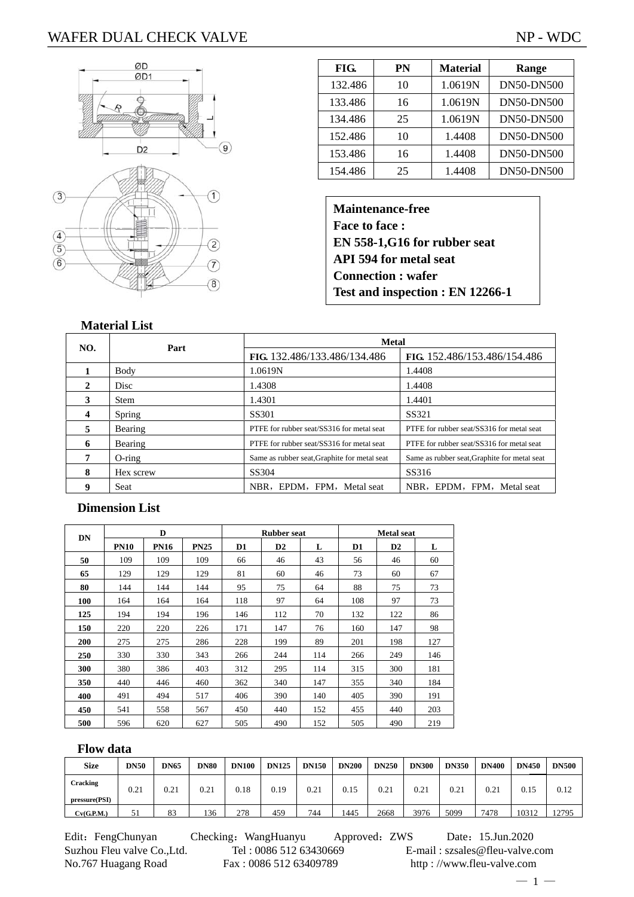# WAFER DUAL CHECK VALVE

NP - WDC

| FIG. | PN | Material | Range |
|---|---|---|---|
| 132.486 | 10 | 1.0619N | DN50-DN500 |
| 133.486 | 16 | 1.0619N | DN50-DN500 |
| 134.486 | 25 | 1.0619N | DN50-DN500 |
| 152.486 | 10 | 1.4408 | DN50-DN500 |
| 153.486 | 16 | 1.4408 | DN50-DN500 |
| 154.486 | 25 | 1.4408 | DN50-DN500 |

**Maintenance-free**
**Face to face :**
**EN 558-1,G16 for rubber seat**
**API 594 for metal seat**
**Connection : wafer**
**Test and inspection : EN 12266-1**

## Material List

| NO. | Part | Metal | |
|---|---|---|---|
| | | FIG. 132.486/133.486/134.486 | FIG. 152.486/153.486/154.486 |
| 1 | Body | 1.0619N | 1.4408 |
| 2 | Disc | 1.4308 | 1.4408 |
| 3 | Stem | 1.4301 | 1.4401 |
| 4 | Spring | SS301 | SS321 |
| 5 | Bearing | PTFE for rubber seat/SS316 for metal seat | PTFE for rubber seat/SS316 for metal seat |
| 6 | Bearing | PTFE for rubber seat/SS316 for metal seat | PTFE for rubber seat/SS316 for metal seat |
| 7 | O-ring | Same as rubber seat,Graphite for metal seat | Same as rubber seat,Graphite for metal seat |
| 8 | Hex screw | SS304 | SS316 |
| 9 | Seat | NBR，EPDM，FPM，Metal seat | NBR，EPDM，FPM，Metal seat |

## Dimension List

| DN | D | | | Rubber seat | | | Metal seat | | |
|---|---|---|---|---|---|---|---|---|---|
| | PN10 | PN16 | PN25 | D1 | D2 | L | D1 | D2 | L |
| 50 | 109 | 109 | 109 | 66 | 46 | 43 | 56 | 46 | 60 |
| 65 | 129 | 129 | 129 | 81 | 60 | 46 | 73 | 60 | 67 |
| 80 | 144 | 144 | 144 | 95 | 75 | 64 | 88 | 75 | 73 |
| 100 | 164 | 164 | 164 | 118 | 97 | 64 | 108 | 97 | 73 |
| 125 | 194 | 194 | 196 | 146 | 112 | 70 | 132 | 122 | 86 |
| 150 | 220 | 220 | 226 | 171 | 147 | 76 | 160 | 147 | 98 |
| 200 | 275 | 275 | 286 | 228 | 199 | 89 | 201 | 198 | 127 |
| 250 | 330 | 330 | 343 | 266 | 244 | 114 | 266 | 249 | 146 |
| 300 | 380 | 386 | 403 | 312 | 295 | 114 | 315 | 300 | 181 |
| 350 | 440 | 446 | 460 | 362 | 340 | 147 | 355 | 340 | 184 |
| 400 | 491 | 494 | 517 | 406 | 390 | 140 | 405 | 390 | 191 |
| 450 | 541 | 558 | 567 | 450 | 440 | 152 | 455 | 440 | 203 |
| 500 | 596 | 620 | 627 | 505 | 490 | 152 | 505 | 490 | 219 |

## Flow data

| Size | DN50 | DN65 | DN80 | DN100 | DN125 | DN150 | DN200 | DN250 | DN300 | DN350 | DN400 | DN450 | DN500 |
|---|---|---|---|---|---|---|---|---|---|---|---|---|---|
| Cracking pressure(PSI) | 0.21 | 0.21 | 0.21 | 0.18 | 0.19 | 0.21 | 0.15 | 0.21 | 0.21 | 0.21 | 0.21 | 0.15 | 0.12 |
| Cv(G.P.M.) | 51 | 83 | 136 | 278 | 459 | 744 | 1445 | 2668 | 3976 | 5099 | 7478 | 10312 | 12795 |

Edit：FengChunyan Checking：WangHuanyu Approved：ZWS Date：15.Jun.2020
Suzhou Fleu valve Co.,Ltd. Tel : 0086 512 63430669 E-mail : szsales@fleu-valve.com
No.767 Huagang Road Fax : 0086 512 63409789 http : //www.fleu-valve.com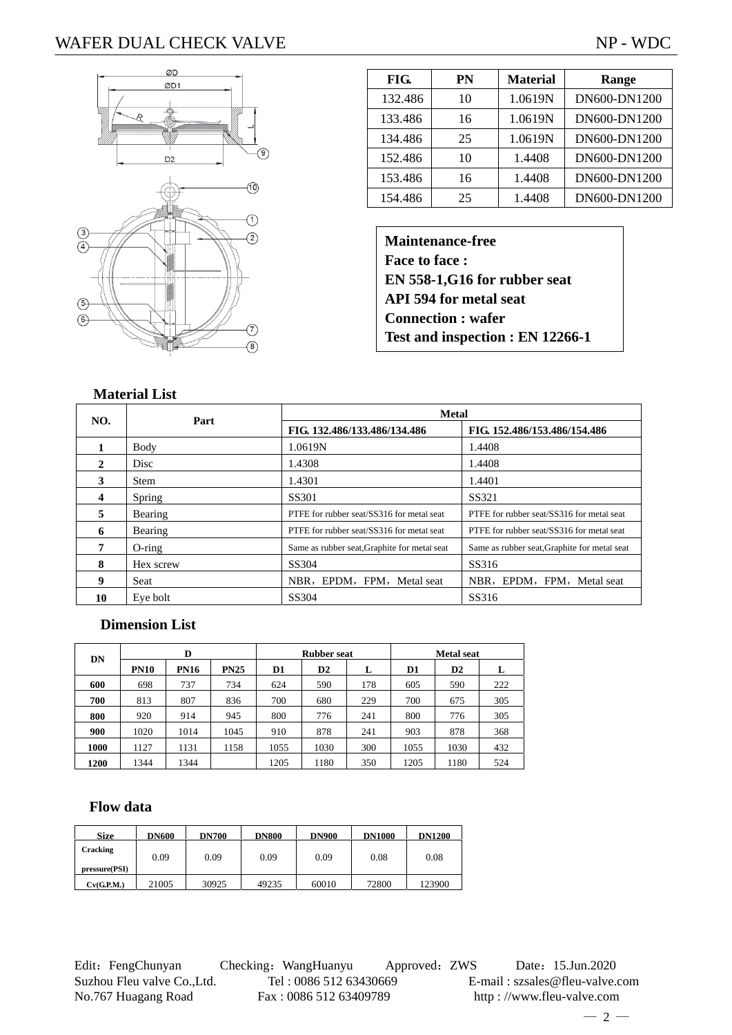# WAFER DUAL CHECK VALVE

NP - WDC

| FIG. | PN | Material | Range |
|---|---|---|---|
| 132.486 | 10 | 1.0619N | DN600-DN1200 |
| 133.486 | 16 | 1.0619N | DN600-DN1200 |
| 134.486 | 25 | 1.0619N | DN600-DN1200 |
| 152.486 | 10 | 1.4408 | DN600-DN1200 |
| 153.486 | 16 | 1.4408 | DN600-DN1200 |
| 154.486 | 25 | 1.4408 | DN600-DN1200 |

**Maintenance-free**
**Face to face :**
**EN 558-1,G16 for rubber seat**
**API 594 for metal seat**
**Connection : wafer**
**Test and inspection : EN 12266-1**

ØD
ØD1
R
L
D2
9
10
1
2
3
4
5
6
7
8

## Material List

| NO. | Part | Metal | |
|---|---|---|---|
| | | FIG. 132.486/133.486/134.486 | FIG. 152.486/153.486/154.486 |
| 1 | Body | 1.0619N | 1.4408 |
| 2 | Disc | 1.4308 | 1.4408 |
| 3 | Stem | 1.4301 | 1.4401 |
| 4 | Spring | SS301 | SS321 |
| 5 | Bearing | PTFE for rubber seat/SS316 for metal seat | PTFE for rubber seat/SS316 for metal seat |
| 6 | Bearing | PTFE for rubber seat/SS316 for metal seat | PTFE for rubber seat/SS316 for metal seat |
| 7 | O-ring | Same as rubber seat,Graphite for metal seat | Same as rubber seat,Graphite for metal seat |
| 8 | Hex screw | SS304 | SS316 |
| 9 | Seat | NBR，EPDM，FPM，Metal seat | NBR，EPDM，FPM，Metal seat |
| 10 | Eye bolt | SS304 | SS316 |

## Dimension List

| DN | D | | | Rubber seat | | | Metal seat | | |
|---|---|---|---|---|---|---|---|---|---|
| | PN10 | PN16 | PN25 | D1 | D2 | L | D1 | D2 | L |
| 600 | 698 | 737 | 734 | 624 | 590 | 178 | 605 | 590 | 222 |
| 700 | 813 | 807 | 836 | 700 | 680 | 229 | 700 | 675 | 305 |
| 800 | 920 | 914 | 945 | 800 | 776 | 241 | 800 | 776 | 305 |
| 900 | 1020 | 1014 | 1045 | 910 | 878 | 241 | 903 | 878 | 368 |
| 1000 | 1127 | 1131 | 1158 | 1055 | 1030 | 300 | 1055 | 1030 | 432 |
| 1200 | 1344 | 1344 | | 1205 | 1180 | 350 | 1205 | 1180 | 524 |

## Flow data

| Size | DN600 | DN700 | DN800 | DN900 | DN1000 | DN1200 |
|---|---|---|---|---|---|---|
| Cracking pressure(PSI) | 0.09 | 0.09 | 0.09 | 0.09 | 0.08 | 0.08 |
| Cv(G.P.M.) | 21005 | 30925 | 49235 | 60010 | 72800 | 123900 |

Edit：FengChunyan　Checking：WangHuanyu　Approved：ZWS　Date：15.Jun.2020
Suzhou Fleu valve Co.,Ltd.　Tel : 0086 512 63430669　E-mail : szsales@fleu-valve.com
No.767 Huagang Road　Fax : 0086 512 63409789　http : //www.fleu-valve.com